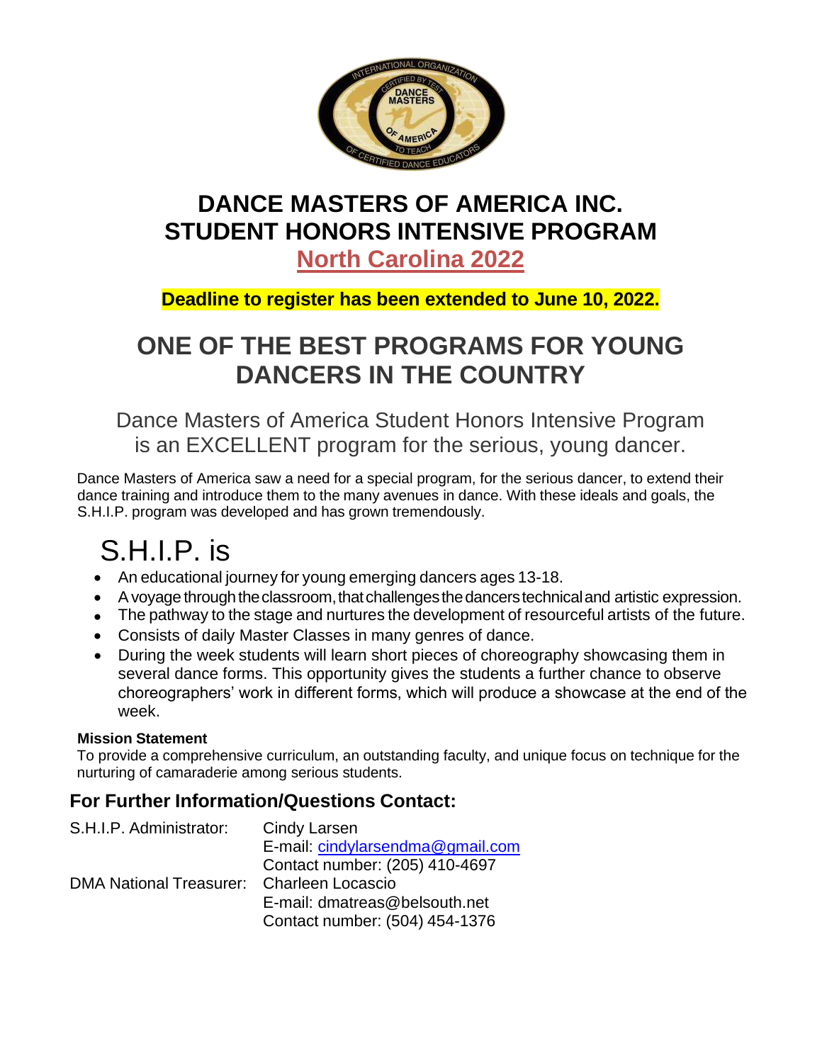# DANCE MASTERS OF AMERICA INC.
# STUDENT HONORS INTENSIVE PROGRAM

## North Carolina 2022

**Deadline to register has been extended to June 10, 2022.**

## ONE OF THE BEST PROGRAMS FOR YOUNG DANCERS IN THE COUNTRY

Dance Masters of America Student Honors Intensive Program is an EXCELLENT program for the serious, young dancer.

Dance Masters of America saw a need for a special program, for the serious dancer, to extend their dance training and introduce them to the many avenues in dance. With these ideals and goals, the S.H.I.P. program was developed and has grown tremendously.

# S.H.I.P. is

- An educational journey for young emerging dancers ages 13-18.
- A voyage through the classroom, that challenges the dancers technical and artistic expression.
- The pathway to the stage and nurtures the development of resourceful artists of the future.
- Consists of daily Master Classes in many genres of dance.
- During the week students will learn short pieces of choreography showcasing them in several dance forms. This opportunity gives the students a further chance to observe choreographers' work in different forms, which will produce a showcase at the end of the week.

**Mission Statement**

To provide a comprehensive curriculum, an outstanding faculty, and unique focus on technique for the nurturing of camaraderie among serious students.

### For Further Information/Questions Contact:

S.H.I.P. Administrator: Cindy Larsen
E-mail: cindylarsendma@gmail.com
Contact number: (205) 410-4697

DMA National Treasurer: Charleen Locascio
E-mail: dmatreas@belsouth.net
Contact number: (504) 454-1376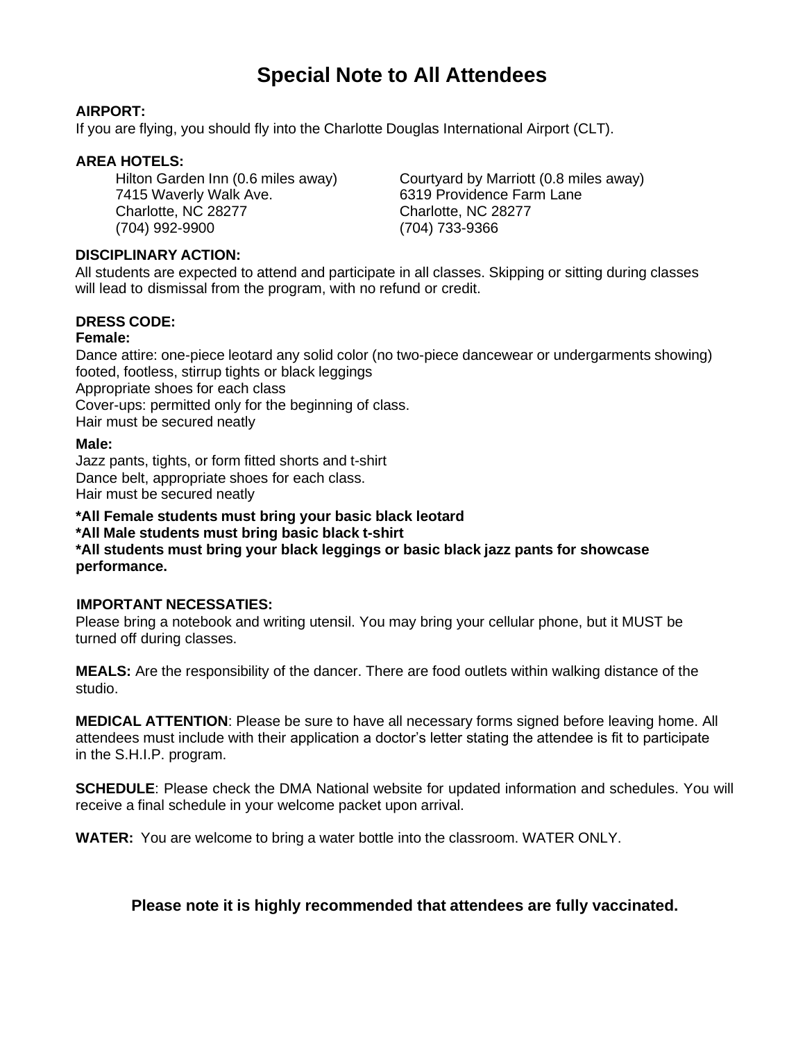# Special Note to All Attendees

**AIRPORT:**
If you are flying, you should fly into the Charlotte Douglas International Airport (CLT).

**AREA HOTELS:**

Hilton Garden Inn (0.6 miles away)
7415 Waverly Walk Ave.
Charlotte, NC 28277
(704) 992-9900

Courtyard by Marriott (0.8 miles away)
6319 Providence Farm Lane
Charlotte, NC 28277
(704) 733-9366

**DISCIPLINARY ACTION:**
All students are expected to attend and participate in all classes. Skipping or sitting during classes will lead to dismissal from the program, with no refund or credit.

**DRESS CODE:**

**Female:**
Dance attire: one-piece leotard any solid color (no two-piece dancewear or undergarments showing) footed, footless, stirrup tights or black leggings
Appropriate shoes for each class
Cover-ups: permitted only for the beginning of class.
Hair must be secured neatly

**Male:**
Jazz pants, tights, or form fitted shorts and t-shirt
Dance belt, appropriate shoes for each class.
Hair must be secured neatly

**\*All Female students must bring your basic black leotard**
**\*All Male students must bring basic black t-shirt**
**\*All students must bring your black leggings or basic black jazz pants for showcase performance.**

**IMPORTANT NECESSATIES:**
Please bring a notebook and writing utensil. You may bring your cellular phone, but it MUST be turned off during classes.

**MEALS:** Are the responsibility of the dancer. There are food outlets within walking distance of the studio.

**MEDICAL ATTENTION**: Please be sure to have all necessary forms signed before leaving home. All attendees must include with their application a doctor's letter stating the attendee is fit to participate in the S.H.I.P. program.

**SCHEDULE**: Please check the DMA National website for updated information and schedules. You will receive a final schedule in your welcome packet upon arrival.

**WATER:** You are welcome to bring a water bottle into the classroom. WATER ONLY.

**Please note it is highly recommended that attendees are fully vaccinated.**